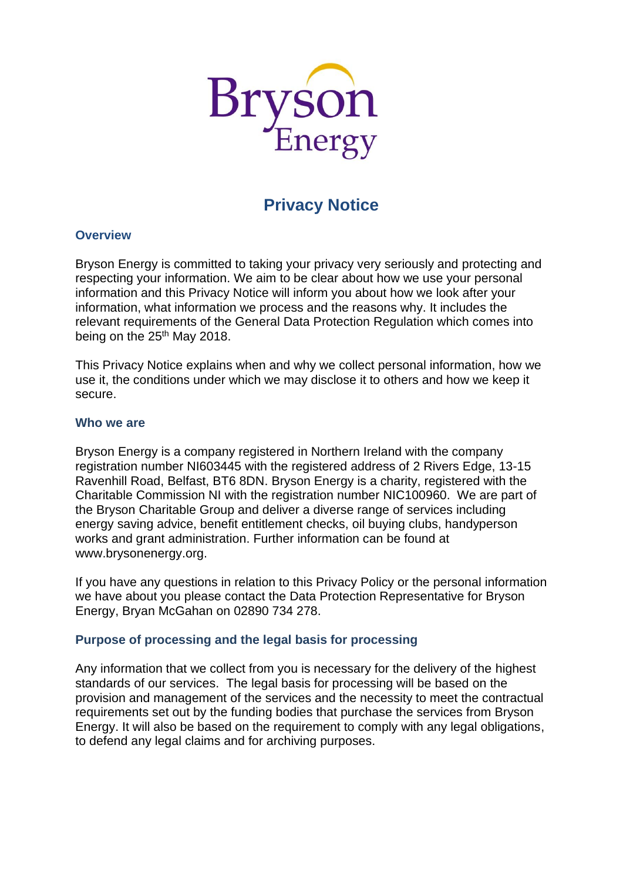# Privacy Notice

## Overview

Bryson Energy is committed to taking your privacy very seriously and protecting and respecting your information. We aim to be clear about how we use your personal information and this Privacy Notice will inform you about how we look after your information, what information we process and the reasons why. It includes the relevant requirements of the General Data Protection Regulation which comes into being on the 25th May 2018.

This Privacy Notice explains when and why we collect personal information, how we use it, the conditions under which we may disclose it to others and how we keep it secure.

## Who we are

Bryson Energy is a company registered in Northern Ireland with the company registration number NI603445 with the registered address of 2 Rivers Edge, 13-15 Ravenhill Road, Belfast, BT6 8DN. Bryson Energy is a charity, registered with the Charitable Commission NI with the registration number NIC100960. We are part of the Bryson Charitable Group and deliver a diverse range of services including energy saving advice, benefit entitlement checks, oil buying clubs, handyperson works and grant administration. Further information can be found at www.brysonenergy.org.

If you have any questions in relation to this Privacy Policy or the personal information we have about you please contact the Data Protection Representative for Bryson Energy, Bryan McGahan on 02890 734 278.

## Purpose of processing and the legal basis for processing

Any information that we collect from you is necessary for the delivery of the highest standards of our services. The legal basis for processing will be based on the provision and management of the services and the necessity to meet the contractual requirements set out by the funding bodies that purchase the services from Bryson Energy. It will also be based on the requirement to comply with any legal obligations, to defend any legal claims and for archiving purposes.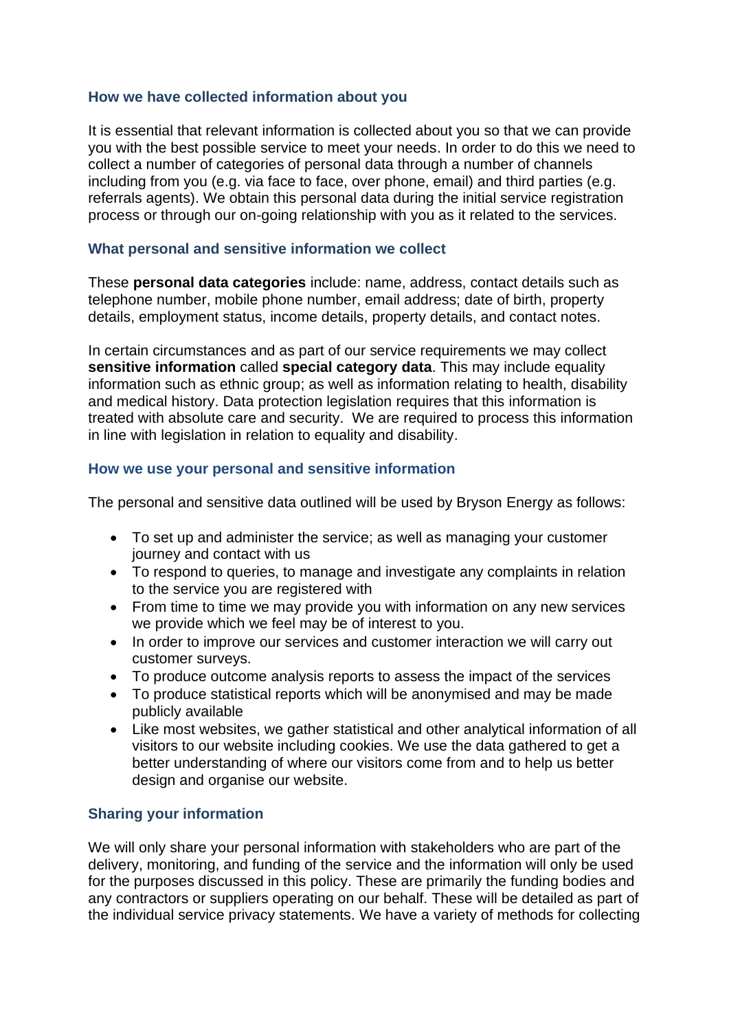### How we have collected information about you

It is essential that relevant information is collected about you so that we can provide you with the best possible service to meet your needs. In order to do this we need to collect a number of categories of personal data through a number of channels including from you (e.g. via face to face, over phone, email) and third parties (e.g. referrals agents). We obtain this personal data during the initial service registration process or through our on-going relationship with you as it related to the services.

### What personal and sensitive information we collect

These **personal data categories** include: name, address, contact details such as telephone number, mobile phone number, email address; date of birth, property details, employment status, income details, property details, and contact notes.

In certain circumstances and as part of our service requirements we may collect **sensitive information** called **special category data**. This may include equality information such as ethnic group; as well as information relating to health, disability and medical history. Data protection legislation requires that this information is treated with absolute care and security. We are required to process this information in line with legislation in relation to equality and disability.

### How we use your personal and sensitive information

The personal and sensitive data outlined will be used by Bryson Energy as follows:

- To set up and administer the service; as well as managing your customer journey and contact with us
- To respond to queries, to manage and investigate any complaints in relation to the service you are registered with
- From time to time we may provide you with information on any new services we provide which we feel may be of interest to you.
- In order to improve our services and customer interaction we will carry out customer surveys.
- To produce outcome analysis reports to assess the impact of the services
- To produce statistical reports which will be anonymised and may be made publicly available
- Like most websites, we gather statistical and other analytical information of all visitors to our website including cookies. We use the data gathered to get a better understanding of where our visitors come from and to help us better design and organise our website.

### Sharing your information

We will only share your personal information with stakeholders who are part of the delivery, monitoring, and funding of the service and the information will only be used for the purposes discussed in this policy. These are primarily the funding bodies and any contractors or suppliers operating on our behalf. These will be detailed as part of the individual service privacy statements. We have a variety of methods for collecting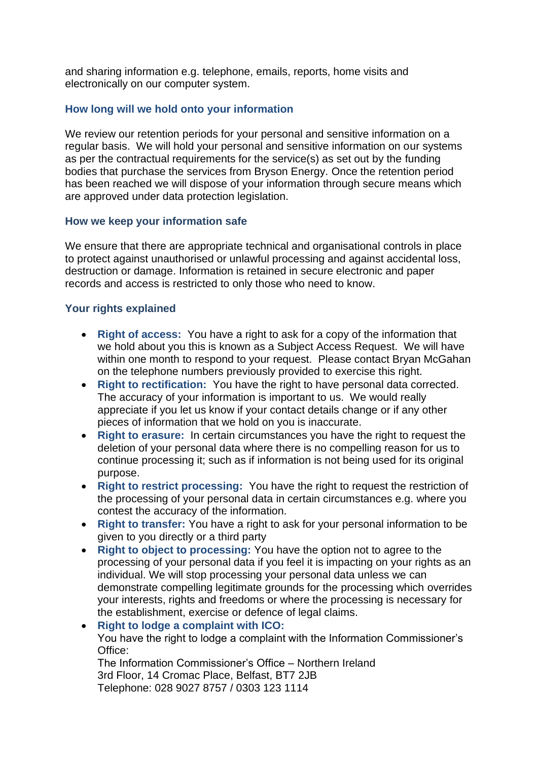and sharing information e.g. telephone, emails, reports, home visits and electronically on our computer system.

### How long will we hold onto your information

We review our retention periods for your personal and sensitive information on a regular basis. We will hold your personal and sensitive information on our systems as per the contractual requirements for the service(s) as set out by the funding bodies that purchase the services from Bryson Energy. Once the retention period has been reached we will dispose of your information through secure means which are approved under data protection legislation.

### How we keep your information safe

We ensure that there are appropriate technical and organisational controls in place to protect against unauthorised or unlawful processing and against accidental loss, destruction or damage. Information is retained in secure electronic and paper records and access is restricted to only those who need to know.

### Your rights explained

- **Right of access:** You have a right to ask for a copy of the information that we hold about you this is known as a Subject Access Request. We will have within one month to respond to your request. Please contact Bryan McGahan on the telephone numbers previously provided to exercise this right.
- **Right to rectification:** You have the right to have personal data corrected. The accuracy of your information is important to us. We would really appreciate if you let us know if your contact details change or if any other pieces of information that we hold on you is inaccurate.
- **Right to erasure:** In certain circumstances you have the right to request the deletion of your personal data where there is no compelling reason for us to continue processing it; such as if information is not being used for its original purpose.
- **Right to restrict processing:** You have the right to request the restriction of the processing of your personal data in certain circumstances e.g. where you contest the accuracy of the information.
- **Right to transfer:** You have a right to ask for your personal information to be given to you directly or a third party
- **Right to object to processing:** You have the option not to agree to the processing of your personal data if you feel it is impacting on your rights as an individual. We will stop processing your personal data unless we can demonstrate compelling legitimate grounds for the processing which overrides your interests, rights and freedoms or where the processing is necessary for the establishment, exercise or defence of legal claims.
- **Right to lodge a complaint with ICO:**
  You have the right to lodge a complaint with the Information Commissioner's Office:
  The Information Commissioner's Office – Northern Ireland
  3rd Floor, 14 Cromac Place, Belfast, BT7 2JB
  Telephone: 028 9027 8757 / 0303 123 1114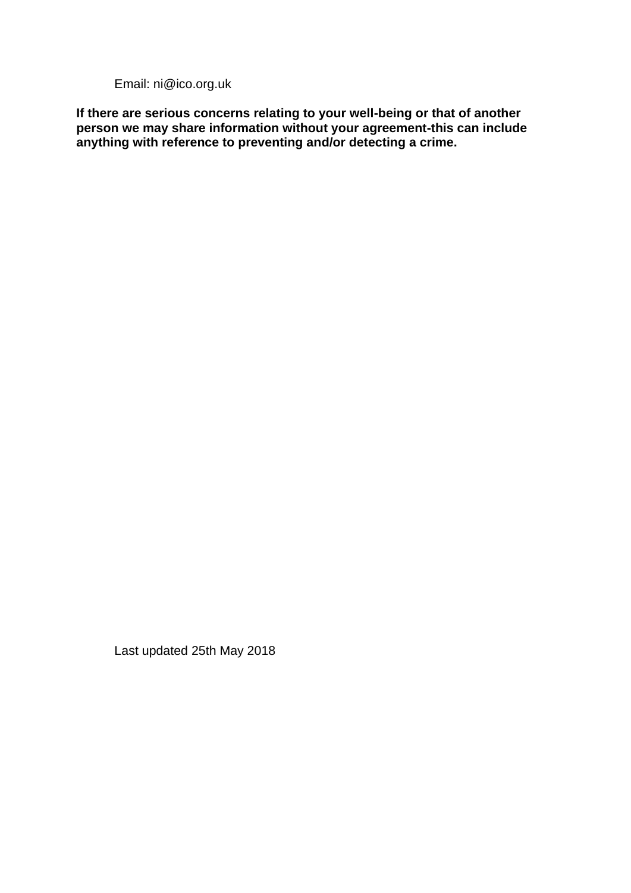Email: ni@ico.org.uk

**If there are serious concerns relating to your well-being or that of another person we may share information without your agreement-this can include anything with reference to preventing and/or detecting a crime.**

Last updated 25th May 2018